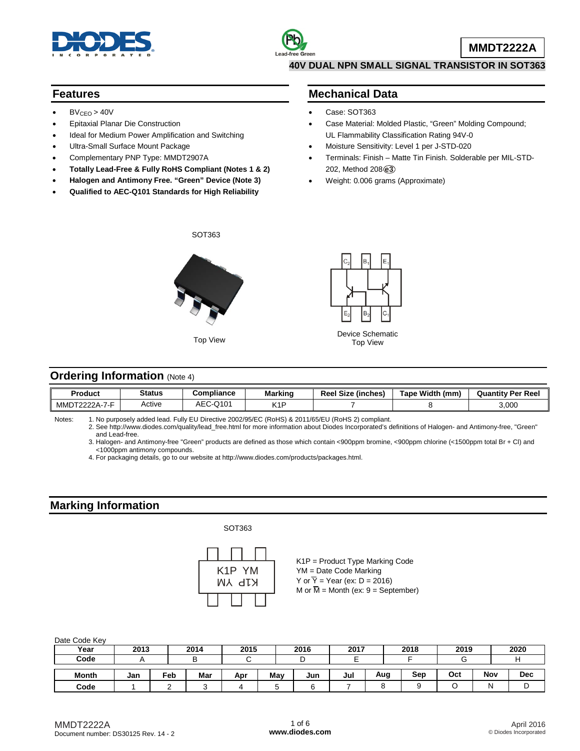# MMDT2222A

## 40V DUAL NPN SMALL SIGNAL TRANSISTOR IN SOT363

## Features

- $BV_{CEO}$ > 40V
- Epitaxial Planar Die Construction
- Ideal for Medium Power Amplification and Switching
- Ultra-Small Surface Mount Package
- Complementary PNP Type: MMDT2907A
- **Totally Lead-Free & Fully RoHS Compliant (Notes 1 & 2)**
- **Halogen and Antimony Free. "Green" Device (Note 3)**
- **Qualified to AEC-Q101 Standards for High Reliability**

## Mechanical Data

- Case: SOT363
- Case Material: Molded Plastic, "Green" Molding Compound; UL Flammability Classification Rating 94V-0
- Moisture Sensitivity: Level 1 per J-STD-020
- Terminals: Finish – Matte Tin Finish. Solderable per MIL-STD-202, Method 208 (e3)
- Weight: 0.006 grams (Approximate)

SOT363

Top View

C2 B1 E1

E2 B2 C1

Device Schematic
Top View

## Ordering Information (Note 4)

| Product | Status | Compliance | Marking | Reel Size (inches) | Tape Width (mm) | Quantity Per Reel |
|---|---|---|---|---|---|---|
| MMDT2222A-7-F | Active | AEC-Q101 | K1P | 7 | 8 | 3,000 |

Notes:
1. No purposely added lead. Fully EU Directive 2002/95/EC (RoHS) & 2011/65/EU (RoHS 2) compliant.
2. See http://www.diodes.com/quality/lead_free.html for more information about Diodes Incorporated's definitions of Halogen- and Antimony-free, "Green" and Lead-free.
3. Halogen- and Antimony-free "Green" products are defined as those which contain <900ppm bromine, <900ppm chlorine (<1500ppm total Br + Cl) and <1000ppm antimony compounds.
4. For packaging details, go to our website at http://www.diodes.com/products/packages.html.

## Marking Information

SOT363

K1P YM

K1P = Product Type Marking Code
YM = Date Code Marking
Y or $\overline{Y}$ = Year (ex: D = 2016)
M or $\overline{M}$ = Month (ex: 9 = September)

Date Code Key

| Year | 2013 | 2014 | 2015 | 2016 | 2017 | 2018 | 2019 | 2020 |
|---|---|---|---|---|---|---|---|---|
| Code | A | B | C | D | E | F | G | H |

| Month | Jan | Feb | Mar | Apr | May | Jun | Jul | Aug | Sep | Oct | Nov | Dec |
|---|---|---|---|---|---|---|---|---|---|---|---|---|
| Code | 1 | 2 | 3 | 4 | 5 | 6 | 7 | 8 | 9 | O | N | D |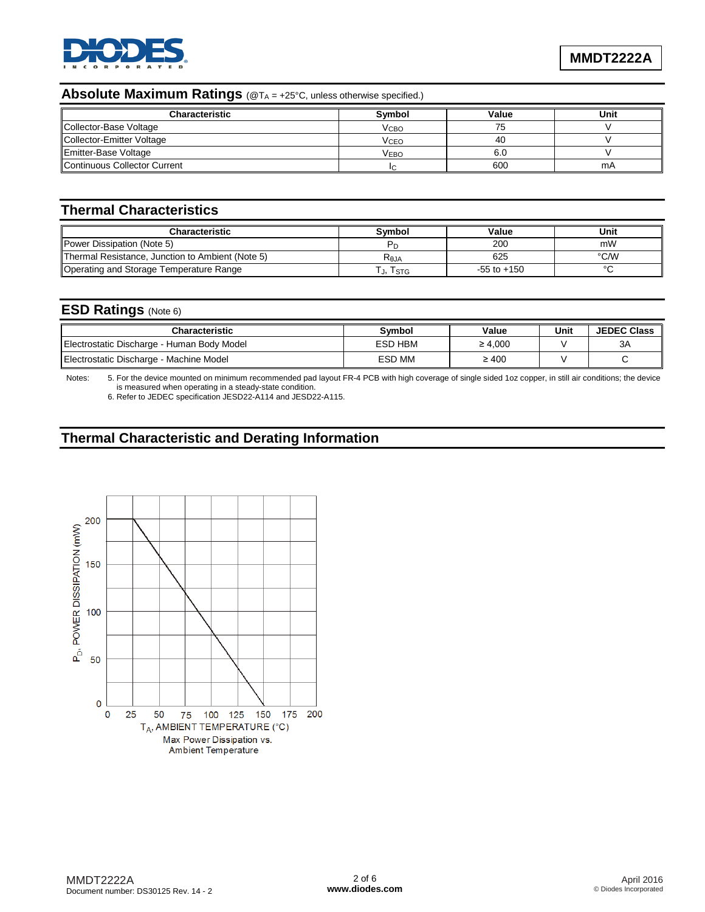## Absolute Maximum Ratings (@$T_A$ = +25°C, unless otherwise specified.)

| Characteristic | Symbol | Value | Unit |
|---|---|---|---|
| Collector-Base Voltage | $V_{CBO}$ | 75 | V |
| Collector-Emitter Voltage | $V_{CEO}$ | 40 | V |
| Emitter-Base Voltage | $V_{EBO}$ | 6.0 | V |
| Continuous Collector Current | $I_C$ | 600 | mA |

## Thermal Characteristics

| Characteristic | Symbol | Value | Unit |
|---|---|---|---|
| Power Dissipation (Note 5) | $P_D$ | 200 | mW |
| Thermal Resistance, Junction to Ambient (Note 5) | $R_{\theta JA}$ | 625 | °C/W |
| Operating and Storage Temperature Range | $T_J$, $T_{STG}$ | -55 to +150 | °C |

## ESD Ratings (Note 6)

| Characteristic | Symbol | Value | Unit | JEDEC Class |
|---|---|---|---|---|
| Electrostatic Discharge - Human Body Model | ESD HBM | ≥ 4,000 | V | 3A |
| Electrostatic Discharge - Machine Model | ESD MM | ≥ 400 | V | C |

Notes: 5. For the device mounted on minimum recommended pad layout FR-4 PCB with high coverage of single sided 1oz copper, in still air conditions; the device is measured when operating in a steady-state condition.
6. Refer to JEDEC specification JESD22-A114 and JESD22-A115.

## Thermal Characteristic and Derating Information

$P_D$, POWER DISSIPATION (mW)

200
150
100
50
0

0 25 50 75 100 125 150 175 200

$T_A$, AMBIENT TEMPERATURE (°C)

Max Power Dissipation vs. Ambient Temperature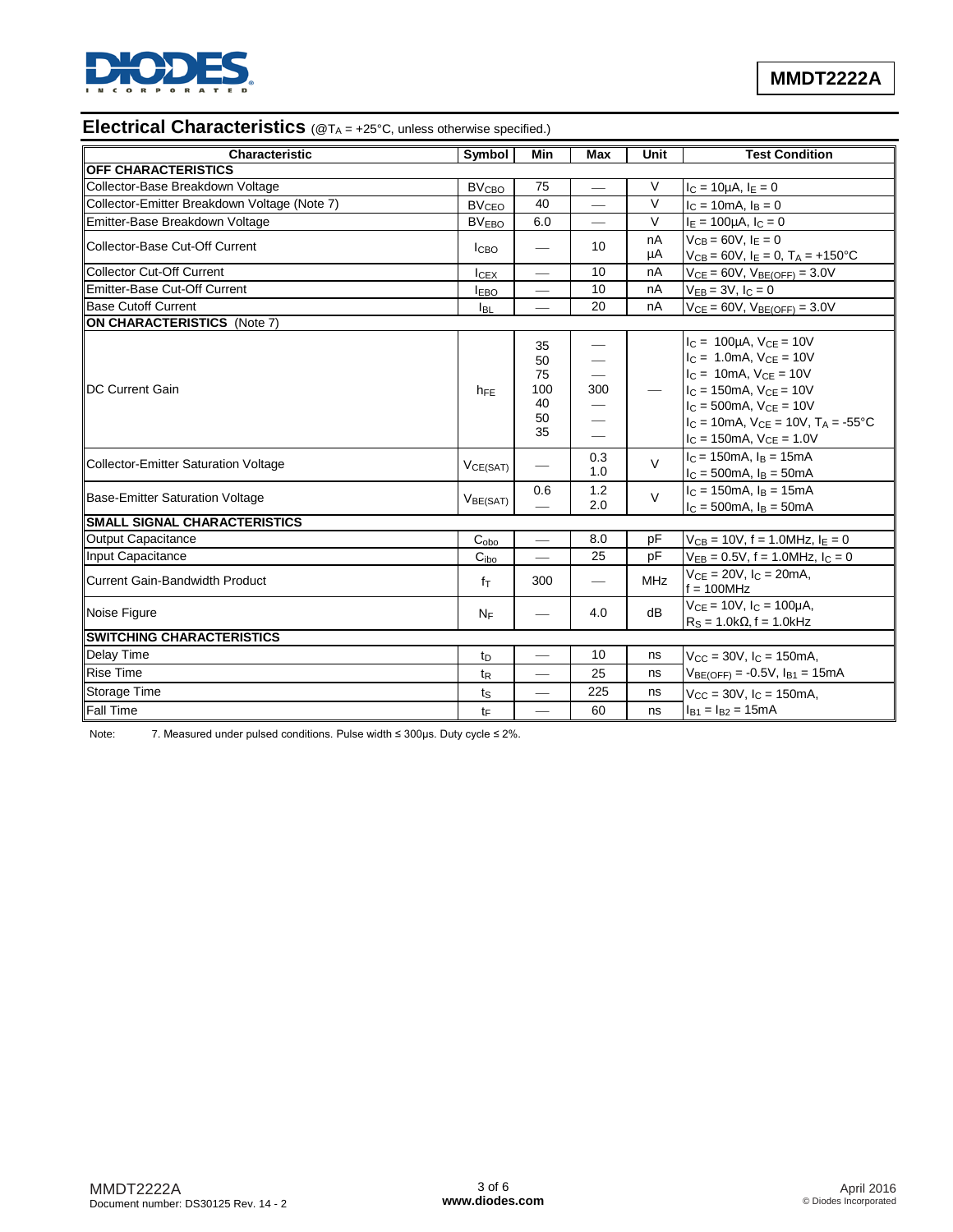## Electrical Characteristics (@$T_A$ = +25°C, unless otherwise specified.)

| Characteristic | Symbol | Min | Max | Unit | Test Condition |
|---|---|---|---|---|---|
| **OFF CHARACTERISTICS** | | | | | |
| Collector-Base Breakdown Voltage | $BV_{CBO}$ | 75 | — | V | $I_C$ = 10µA, $I_E$ = 0 |
| Collector-Emitter Breakdown Voltage (Note 7) | $BV_{CEO}$ | 40 | — | V | $I_C$ = 10mA, $I_B$ = 0 |
| Emitter-Base Breakdown Voltage | $BV_{EBO}$ | 6.0 | — | V | $I_E$ = 100µA, $I_C$ = 0 |
| Collector-Base Cut-Off Current | $I_{CBO}$ | — | 10 | nA<br>µA | $V_{CB}$ = 60V, $I_E$ = 0<br>$V_{CB}$ = 60V, $I_E$ = 0, $T_A$ = +150°C |
| Collector Cut-Off Current | $I_{CEX}$ | — | 10 | nA | $V_{CE}$ = 60V, $V_{BE(OFF)}$ = 3.0V |
| Emitter-Base Cut-Off Current | $I_{EBO}$ | — | 10 | nA | $V_{EB}$ = 3V, $I_C$ = 0 |
| Base Cutoff Current | $I_{BL}$ | — | 20 | nA | $V_{CE}$ = 60V, $V_{BE(OFF)}$ = 3.0V |
| **ON CHARACTERISTICS** (Note 7) | | | | | |
| DC Current Gain | $h_{FE}$ | 35<br>50<br>75<br>100<br>40<br>50<br>35 | —<br>—<br>—<br>300<br>—<br>—<br>— | — | $I_C$ = 100µA, $V_{CE}$ = 10V<br>$I_C$ = 1.0mA, $V_{CE}$ = 10V<br>$I_C$ = 10mA, $V_{CE}$ = 10V<br>$I_C$ = 150mA, $V_{CE}$ = 10V<br>$I_C$ = 500mA, $V_{CE}$ = 10V<br>$I_C$ = 10mA, $V_{CE}$ = 10V, $T_A$ = -55°C<br>$I_C$ = 150mA, $V_{CE}$ = 1.0V |
| Collector-Emitter Saturation Voltage | $V_{CE(SAT)}$ | — | 0.3<br>1.0 | V | $I_C$ = 150mA, $I_B$ = 15mA<br>$I_C$ = 500mA, $I_B$ = 50mA |
| Base-Emitter Saturation Voltage | $V_{BE(SAT)}$ | 0.6<br>— | 1.2<br>2.0 | V | $I_C$ = 150mA, $I_B$ = 15mA<br>$I_C$ = 500mA, $I_B$ = 50mA |
| **SMALL SIGNAL CHARACTERISTICS** | | | | | |
| Output Capacitance | $C_{obo}$ | — | 8.0 | pF | $V_{CB}$ = 10V, f = 1.0MHz, $I_E$ = 0 |
| Input Capacitance | $C_{ibo}$ | — | 25 | pF | $V_{EB}$ = 0.5V, f = 1.0MHz, $I_C$ = 0 |
| Current Gain-Bandwidth Product | $f_T$ | 300 | — | MHz | $V_{CE}$ = 20V, $I_C$ = 20mA,<br>f = 100MHz |
| Noise Figure | $N_F$ | — | 4.0 | dB | $V_{CE}$ = 10V, $I_C$ = 100µA,<br>$R_S$ = 1.0kΩ, f = 1.0kHz |
| **SWITCHING CHARACTERISTICS** | | | | | |
| Delay Time | $t_D$ | — | 10 | ns | $V_{CC}$ = 30V, $I_C$ = 150mA, |
| Rise Time | $t_R$ | — | 25 | ns | $V_{BE(OFF)}$ = -0.5V, $I_{B1}$ = 15mA |
| Storage Time | $t_S$ | — | 225 | ns | $V_{CC}$ = 30V, $I_C$ = 150mA, |
| Fall Time | $t_F$ | — | 60 | ns | $I_{B1}$ = $I_{B2}$ = 15mA |

Note: 7. Measured under pulsed conditions. Pulse width ≤ 300µs. Duty cycle ≤ 2%.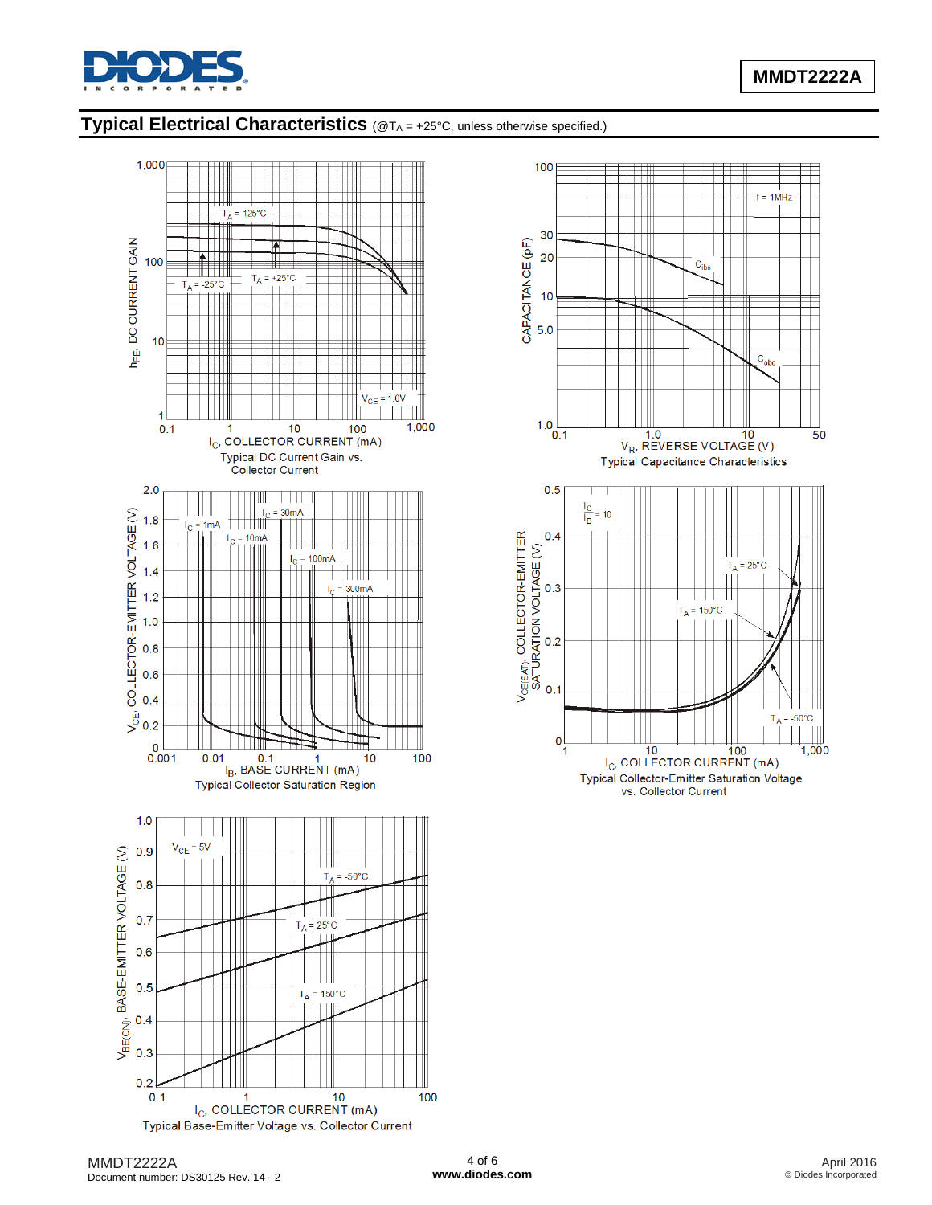## Typical Electrical Characteristics (@$T_A$ = +25°C, unless otherwise specified.)

1,000
100
10
1
0.1
1
10
100
1,000
$T_A$ = 125°C
$T_A$ = -25°C
$T_A$ = +25°C
$V_{CE}$ = 1.0V
$h_{FE}$, DC CURRENT GAIN
$I_C$, COLLECTOR CURRENT (mA)

Typical DC Current Gain vs. Collector Current

100
30
20
10
5.0
1.0
0.1
1.0
10
50
f = 1MHz
$C_{ibo}$
$C_{obo}$
CAPACITANCE (pF)
$V_R$, REVERSE VOLTAGE (V)

Typical Capacitance Characteristics

2.0
1.8
1.6
1.4
1.2
1.0
0.8
0.6
0.4
0.2
0
0.001
0.01
0.1
1
10
100
$I_C$ = 1mA
$I_C$ = 10mA
$I_C$ = 30mA
$I_C$ = 100mA
$I_C$ = 300mA
$V_{CE}$, COLLECTOR-EMITTER VOLTAGE (V)
$I_B$, BASE CURRENT (mA)

Typical Collector Saturation Region

0.5
0.4
0.3
0.2
0.1
0
1
10
100
1,000
$\frac{I_C}{I_B}$ = 10
$T_A$ = 25°C
$T_A$ = 150°C
$T_A$ = -50°C
$V_{CE(SAT)}$, COLLECTOR-EMITTER SATURATION VOLTAGE (V)
$I_C$, COLLECTOR CURRENT (mA)

Typical Collector-Emitter Saturation Voltage vs. Collector Current

1.0
0.9
0.8
0.7
0.6
0.5
0.4
0.3
0.2
0.1
1
10
100
$V_{CE}$ = 5V
$T_A$ = -50°C
$T_A$ = 25°C
$T_A$ = 150°C
$V_{BE(ON)}$, BASE-EMITTER VOLTAGE (V)
$I_C$, COLLECTOR CURRENT (mA)

Typical Base-Emitter Voltage vs. Collector Current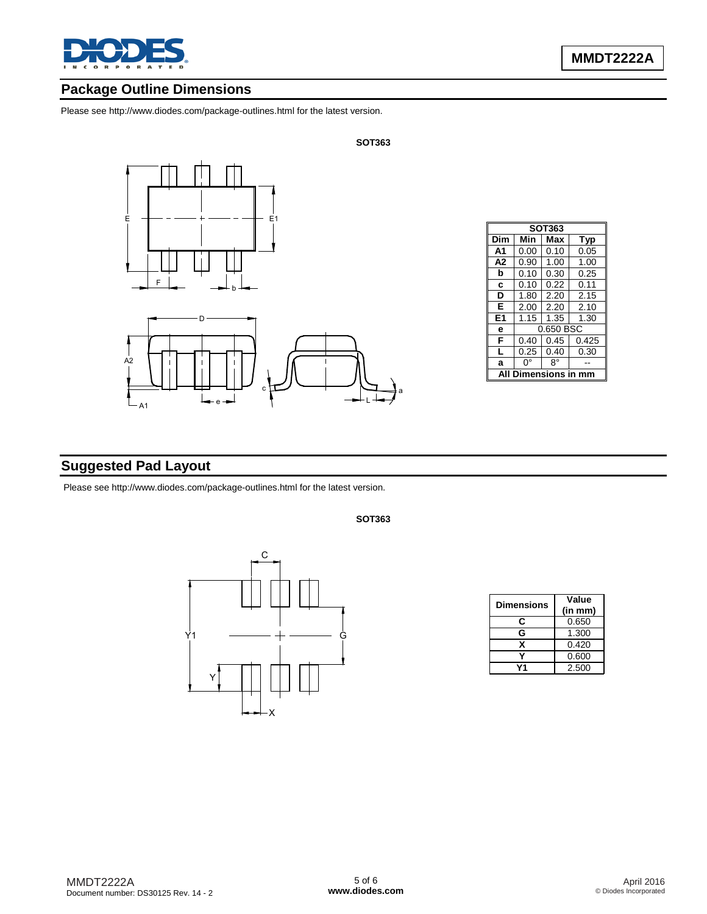## Package Outline Dimensions

Please see http://www.diodes.com/package-outlines.html for the latest version.

SOT363

| SOT363 | | | |
|---|---|---|---|
| **Dim** | **Min** | **Max** | **Typ** |
| **A1** | 0.00 | 0.10 | 0.05 |
| **A2** | 0.90 | 1.00 | 1.00 |
| **b** | 0.10 | 0.30 | 0.25 |
| **c** | 0.10 | 0.22 | 0.11 |
| **D** | 1.80 | 2.20 | 2.15 |
| **E** | 2.00 | 2.20 | 2.10 |
| **E1** | 1.15 | 1.35 | 1.30 |
| **e** | 0.650 BSC | | |
| **F** | 0.40 | 0.45 | 0.425 |
| **L** | 0.25 | 0.40 | 0.30 |
| **a** | 0° | 8° | -- |
| **All Dimensions in mm** | | | |

## Suggested Pad Layout

Please see http://www.diodes.com/package-outlines.html for the latest version.

SOT363

| Dimensions | Value (in mm) |
|---|---|
| C | 0.650 |
| G | 1.300 |
| X | 0.420 |
| Y | 0.600 |
| Y1 | 2.500 |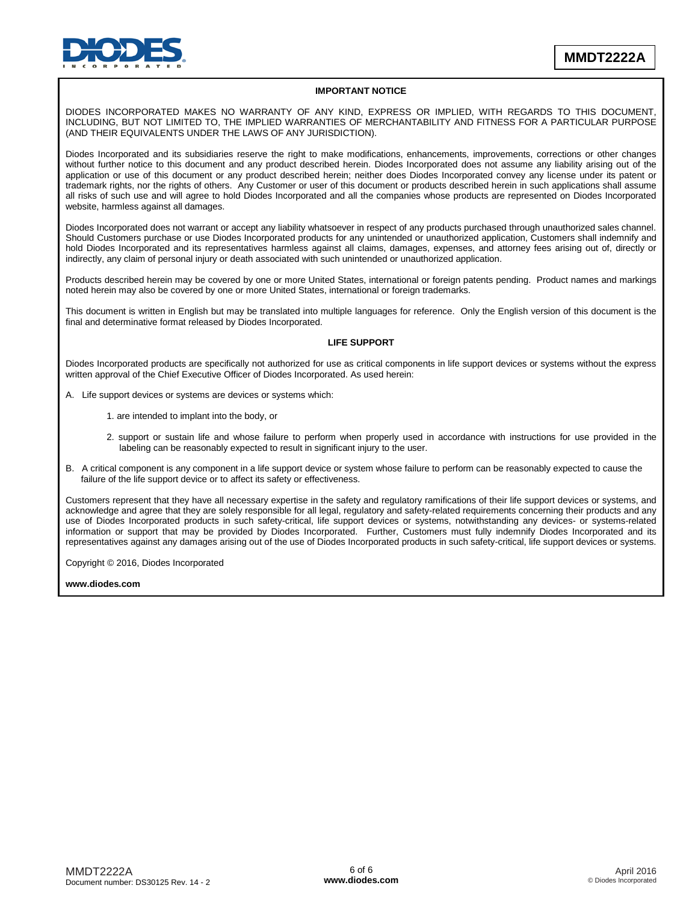## IMPORTANT NOTICE

DIODES INCORPORATED MAKES NO WARRANTY OF ANY KIND, EXPRESS OR IMPLIED, WITH REGARDS TO THIS DOCUMENT, INCLUDING, BUT NOT LIMITED TO, THE IMPLIED WARRANTIES OF MERCHANTABILITY AND FITNESS FOR A PARTICULAR PURPOSE (AND THEIR EQUIVALENTS UNDER THE LAWS OF ANY JURISDICTION).

Diodes Incorporated and its subsidiaries reserve the right to make modifications, enhancements, improvements, corrections or other changes without further notice to this document and any product described herein. Diodes Incorporated does not assume any liability arising out of the application or use of this document or any product described herein; neither does Diodes Incorporated convey any license under its patent or trademark rights, nor the rights of others. Any Customer or user of this document or products described herein in such applications shall assume all risks of such use and will agree to hold Diodes Incorporated and all the companies whose products are represented on Diodes Incorporated website, harmless against all damages.

Diodes Incorporated does not warrant or accept any liability whatsoever in respect of any products purchased through unauthorized sales channel. Should Customers purchase or use Diodes Incorporated products for any unintended or unauthorized application, Customers shall indemnify and hold Diodes Incorporated and its representatives harmless against all claims, damages, expenses, and attorney fees arising out of, directly or indirectly, any claim of personal injury or death associated with such unintended or unauthorized application.

Products described herein may be covered by one or more United States, international or foreign patents pending. Product names and markings noted herein may also be covered by one or more United States, international or foreign trademarks.

This document is written in English but may be translated into multiple languages for reference. Only the English version of this document is the final and determinative format released by Diodes Incorporated.

## LIFE SUPPORT

Diodes Incorporated products are specifically not authorized for use as critical components in life support devices or systems without the express written approval of the Chief Executive Officer of Diodes Incorporated. As used herein:

A. Life support devices or systems are devices or systems which:

1. are intended to implant into the body, or
2. support or sustain life and whose failure to perform when properly used in accordance with instructions for use provided in the labeling can be reasonably expected to result in significant injury to the user.

B. A critical component is any component in a life support device or system whose failure to perform can be reasonably expected to cause the failure of the life support device or to affect its safety or effectiveness.

Customers represent that they have all necessary expertise in the safety and regulatory ramifications of their life support devices or systems, and acknowledge and agree that they are solely responsible for all legal, regulatory and safety-related requirements concerning their products and any use of Diodes Incorporated products in such safety-critical, life support devices or systems, notwithstanding any devices- or systems-related information or support that may be provided by Diodes Incorporated. Further, Customers must fully indemnify Diodes Incorporated and its representatives against any damages arising out of the use of Diodes Incorporated products in such safety-critical, life support devices or systems.

Copyright © 2016, Diodes Incorporated

**www.diodes.com**